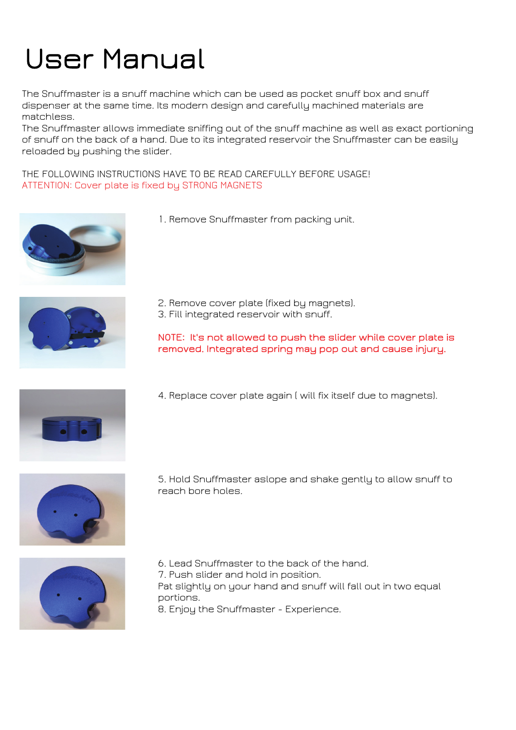# User Manual

The Snuffmaster is a snuff machine which can be used as pocket snuff box and snuff dispenser at the same time. Its modern design and carefully machined materials are matchless.

The Snuffmaster allows immediate sniffing out of the snuff machine as well as exact portioning of snuff on the back of a hand. Due to its integrated reservoir the Snuffmaster can be easily reloaded by pushing the slider.

THE FOLLOWING INSTRUCTIONS HAVE TO BE READ CAREFULLY BEFORE USAGE!

ATTENTION: Cover plate is fixed by STRONG MAGNETS

1. Remove Snuffmaster from packing unit.

2. Remove cover plate (fixed by magnets).
3. Fill integrated reservoir with snuff.

NOTE: It's not allowed to push the slider while cover plate is removed. Integrated spring may pop out and cause injury.

4. Replace cover plate again ( will fix itself due to magnets).

5. Hold Snuffmaster aslope and shake gently to allow snuff to reach bore holes.

6. Lead Snuffmaster to the back of the hand.
7. Push slider and hold in position.
Pat slightly on your hand and snuff will fall out in two equal portions.
8. Enjoy the Snuffmaster - Experience.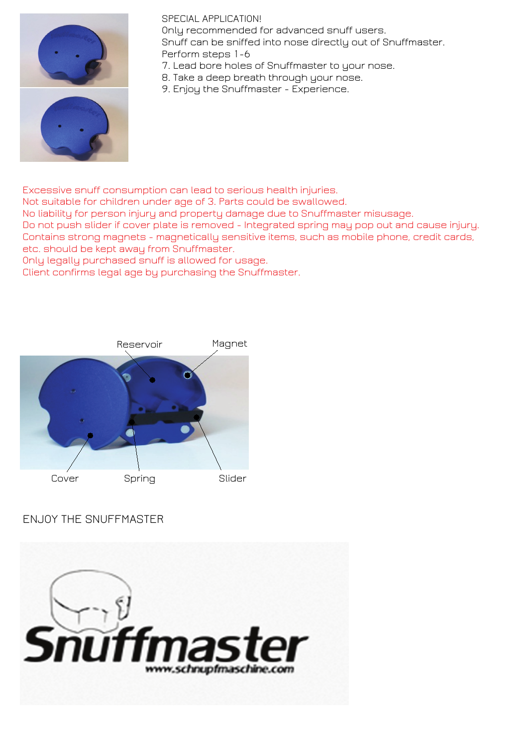SPECIAL APPLICATION!

Only recommended for advanced snuff users.
Snuff can be sniffed into nose directly out of Snuffmaster.
Perform steps 1-6

7. Lead bore holes of Snuffmaster to your nose.
8. Take a deep breath through your nose.
9. Enjoy the Snuffmaster - Experience.

Excessive snuff consumption can lead to serious health injuries.
Not suitable for children under age of 3. Parts could be swallowed.
No liability for person injury and property damage due to Snuffmaster misusage.
Do not push slider if cover plate is removed - Integrated spring may pop out and cause injury.
Contains strong magnets - magnetically sensitive items, such as mobile phone, credit cards, etc. should be kept away from Snuffmaster.
Only legally purchased snuff is allowed for usage.
Client confirms legal age by purchasing the Snuffmaster.

Reservoir
Magnet
Cover
Spring
Slider

ENJOY THE SNUFFMASTER

Snuffmaster
www.schnupfmaschine.com